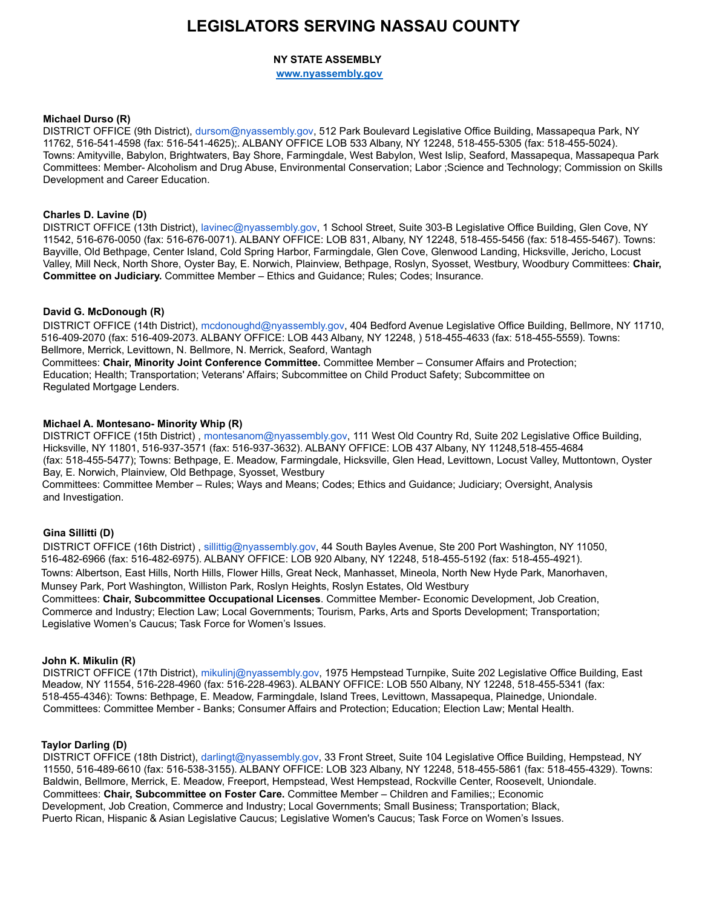# LEGISLATORS SERVING NASSAU COUNTY

**NY STATE ASSEMBLY**

**www.nyassembly.gov**

**Michael Durso (R)**
DISTRICT OFFICE (9th District), dursom@nyassembly.gov, 512 Park Boulevard Legislative Office Building, Massapequa Park, NY 11762, 516-541-4598 (fax: 516-541-4625);. ALBANY OFFICE LOB 533 Albany, NY 12248, 518-455-5305 (fax: 518-455-5024). Towns: Amityville, Babylon, Brightwaters, Bay Shore, Farmingdale, West Babylon, West Islip, Seaford, Massapequa, Massapequa Park Committees: Member- Alcoholism and Drug Abuse, Environmental Conservation; Labor ;Science and Technology; Commission on Skills Development and Career Education.

**Charles D. Lavine (D)**
DISTRICT OFFICE (13th District), lavinec@nyassembly.gov, 1 School Street, Suite 303-B Legislative Office Building, Glen Cove, NY 11542, 516-676-0050 (fax: 516-676-0071). ALBANY OFFICE: LOB 831, Albany, NY 12248, 518-455-5456 (fax: 518-455-5467). Towns: Bayville, Old Bethpage, Center Island, Cold Spring Harbor, Farmingdale, Glen Cove, Glenwood Landing, Hicksville, Jericho, Locust Valley, Mill Neck, North Shore, Oyster Bay, E. Norwich, Plainview, Bethpage, Roslyn, Syosset, Westbury, Woodbury Committees: **Chair, Committee on Judiciary.** Committee Member – Ethics and Guidance; Rules; Codes; Insurance.

**David G. McDonough (R)**
DISTRICT OFFICE (14th District), mcdonoughd@nyassembly.gov, 404 Bedford Avenue Legislative Office Building, Bellmore, NY 11710, 516-409-2070 (fax: 516-409-2073. ALBANY OFFICE: LOB 443 Albany, NY 12248, ) 518-455-4633 (fax: 518-455-5559). Towns: Bellmore, Merrick, Levittown, N. Bellmore, N. Merrick, Seaford, Wantagh
Committees: **Chair, Minority Joint Conference Committee.** Committee Member – Consumer Affairs and Protection; Education; Health; Transportation; Veterans' Affairs; Subcommittee on Child Product Safety; Subcommittee on Regulated Mortgage Lenders.

**Michael A. Montesano- Minority Whip (R)**
DISTRICT OFFICE (15th District) , montesanom@nyassembly.gov, 111 West Old Country Rd, Suite 202 Legislative Office Building, Hicksville, NY 11801, 516-937-3571 (fax: 516-937-3632). ALBANY OFFICE: LOB 437 Albany, NY 11248,518-455-4684 (fax: 518-455-5477); Towns: Bethpage, E. Meadow, Farmingdale, Hicksville, Glen Head, Levittown, Locust Valley, Muttontown, Oyster Bay, E. Norwich, Plainview, Old Bethpage, Syosset, Westbury
Committees: Committee Member – Rules; Ways and Means; Codes; Ethics and Guidance; Judiciary; Oversight, Analysis and Investigation.

**Gina Sillitti (D)**
DISTRICT OFFICE (16th District) , sillittig@nyassembly.gov, 44 South Bayles Avenue, Ste 200 Port Washington, NY 11050, 516-482-6966 (fax: 516-482-6975). ALBANY OFFICE: LOB 920 Albany, NY 12248, 518-455-5192 (fax: 518-455-4921). Towns: Albertson, East Hills, North Hills, Flower Hills, Great Neck, Manhasset, Mineola, North New Hyde Park, Manorhaven, Munsey Park, Port Washington, Williston Park, Roslyn Heights, Roslyn Estates, Old Westbury
Committees: **Chair, Subcommittee Occupational Licenses**. Committee Member- Economic Development, Job Creation, Commerce and Industry; Election Law; Local Governments; Tourism, Parks, Arts and Sports Development; Transportation; Legislative Women's Caucus; Task Force for Women's Issues.

**John K. Mikulin (R)**
DISTRICT OFFICE (17th District), mikulinj@nyassembly.gov, 1975 Hempstead Turnpike, Suite 202 Legislative Office Building, East Meadow, NY 11554, 516-228-4960 (fax: 516-228-4963). ALBANY OFFICE: LOB 550 Albany, NY 12248, 518-455-5341 (fax: 518-455-4346): Towns: Bethpage, E. Meadow, Farmingdale, Island Trees, Levittown, Massapequa, Plainedge, Uniondale.
Committees: Committee Member - Banks; Consumer Affairs and Protection; Education; Election Law; Mental Health.

**Taylor Darling (D)**
DISTRICT OFFICE (18th District), darlingt@nyassembly.gov, 33 Front Street, Suite 104 Legislative Office Building, Hempstead, NY 11550, 516-489-6610 (fax: 516-538-3155). ALBANY OFFICE: LOB 323 Albany, NY 12248, 518-455-5861 (fax: 518-455-4329). Towns: Baldwin, Bellmore, Merrick, E. Meadow, Freeport, Hempstead, West Hempstead, Rockville Center, Roosevelt, Uniondale.
Committees: **Chair, Subcommittee on Foster Care.** Committee Member – Children and Families;; Economic Development, Job Creation, Commerce and Industry; Local Governments; Small Business; Transportation; Black, Puerto Rican, Hispanic & Asian Legislative Caucus; Legislative Women's Caucus; Task Force on Women's Issues.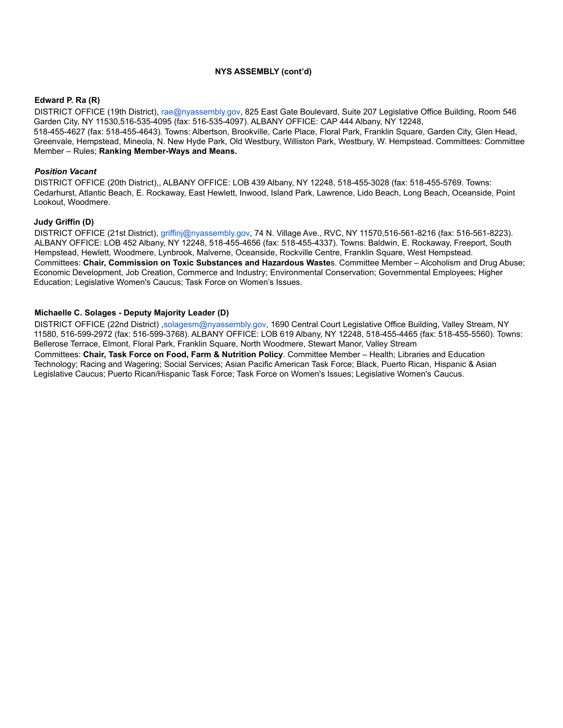**NYS ASSEMBLY (cont'd)**

**Edward P. Ra (R)**

DISTRICT OFFICE (19th District), rae@nyassembly.gov, 825 East Gate Boulevard, Suite 207 Legislative Office Building, Room 546 Garden City, NY 11530,516-535-4095 (fax: 516-535-4097). ALBANY OFFICE: CAP 444 Albany, NY 12248, 518-455-4627 (fax: 518-455-4643). Towns: Albertson, Brookville, Carle Place, Floral Park, Franklin Square, Garden City, Glen Head, Greenvale, Hempstead, Mineola, N. New Hyde Park, Old Westbury, Williston Park, Westbury, W. Hempstead. Committees: Committee Member – Rules; **Ranking Member-Ways and Means.**

***Position Vacant***

DISTRICT OFFICE (20th District),, ALBANY OFFICE: LOB 439 Albany, NY 12248, 518-455-3028 (fax: 518-455-5769. Towns: Cedarhurst, Atlantic Beach, E. Rockaway, East Hewlett, Inwood, Island Park, Lawrence, Lido Beach, Long Beach, Oceanside, Point Lookout, Woodmere.

**Judy Griffin (D)**

DISTRICT OFFICE (21st District), griffinj@nyassembly.gov, 74 N. Village Ave., RVC, NY 11570,516-561-8216 (fax: 516-561-8223). ALBANY OFFICE: LOB 452 Albany, NY 12248, 518-455-4656 (fax: 518-455-4337). Towns: Baldwin, E. Rockaway, Freeport, South Hempstead, Hewlett, Woodmere, Lynbrook, Malverne, Oceanside, Rockville Centre, Franklin Square, West Hempstead. Committees: **Chair, Commission on Toxic Substances and Hazardous Waste**s. Committee Member – Alcoholism and Drug Abuse; Economic Development, Job Creation, Commerce and Industry; Environmental Conservation; Governmental Employees; Higher Education; Legislative Women's Caucus; Task Force on Women's Issues.

**Michaelle C. Solages - Deputy Majority Leader (D)**

DISTRICT OFFICE (22nd District) ,solagesm@nyassembly.gov, 1690 Central Court Legislative Office Building, Valley Stream, NY 11580, 516-599-2972 (fax: 516-599-3768). ALBANY OFFICE: LOB 619 Albany, NY 12248, 518-455-4465 (fax: 518-455-5560). Towns: Bellerose Terrace, Elmont, Floral Park, Franklin Square, North Woodmere, Stewart Manor, Valley Stream

Committees: **Chair, Task Force on Food, Farm & Nutrition Policy**. Committee Member – Health; Libraries and Education Technology; Racing and Wagering; Social Services; Asian Pacific American Task Force; Black, Puerto Rican, Hispanic & Asian Legislative Caucus; Puerto Rican/Hispanic Task Force; Task Force on Women's Issues; Legislative Women's Caucus.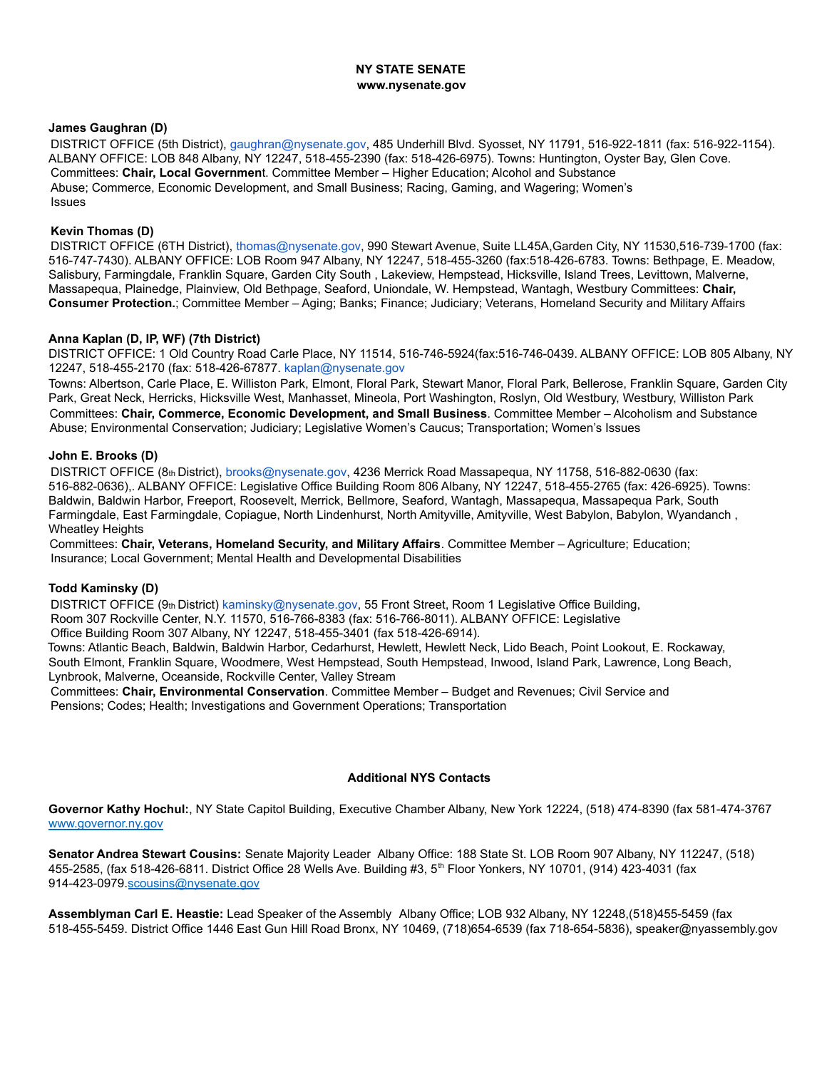**NY STATE SENATE**
**www.nysenate.gov**

**James Gaughran (D)**
DISTRICT OFFICE (5th District), gaughran@nysenate.gov, 485 Underhill Blvd. Syosset, NY 11791, 516-922-1811 (fax: 516-922-1154). ALBANY OFFICE: LOB 848 Albany, NY 12247, 518-455-2390 (fax: 518-426-6975). Towns: Huntington, Oyster Bay, Glen Cove. Committees: **Chair, Local Governmen**t. Committee Member – Higher Education; Alcohol and Substance Abuse; Commerce, Economic Development, and Small Business; Racing, Gaming, and Wagering; Women's Issues

**Kevin Thomas (D)**
DISTRICT OFFICE (6TH District), thomas@nysenate.gov, 990 Stewart Avenue, Suite LL45A,Garden City, NY 11530,516-739-1700 (fax: 516-747-7430). ALBANY OFFICE: LOB Room 947 Albany, NY 12247, 518-455-3260 (fax:518-426-6783. Towns: Bethpage, E. Meadow, Salisbury, Farmingdale, Franklin Square, Garden City South , Lakeview, Hempstead, Hicksville, Island Trees, Levittown, Malverne, Massapequa, Plainedge, Plainview, Old Bethpage, Seaford, Uniondale, W. Hempstead, Wantagh, Westbury Committees: **Chair, Consumer Protection.**; Committee Member – Aging; Banks; Finance; Judiciary; Veterans, Homeland Security and Military Affairs

**Anna Kaplan (D, IP, WF) (7th District)**
DISTRICT OFFICE: 1 Old Country Road Carle Place, NY 11514, 516-746-5924(fax:516-746-0439. ALBANY OFFICE: LOB 805 Albany, NY 12247, 518-455-2170 (fax: 518-426-67877. kaplan@nysenate.gov
Towns: Albertson, Carle Place, E. Williston Park, Elmont, Floral Park, Stewart Manor, Floral Park, Bellerose, Franklin Square, Garden City Park, Great Neck, Herricks, Hicksville West, Manhasset, Mineola, Port Washington, Roslyn, Old Westbury, Westbury, Williston Park
Committees: **Chair, Commerce, Economic Development, and Small Business**. Committee Member – Alcoholism and Substance Abuse; Environmental Conservation; Judiciary; Legislative Women's Caucus; Transportation; Women's Issues

**John E. Brooks (D)**
DISTRICT OFFICE (8th District), brooks@nysenate.gov, 4236 Merrick Road Massapequa, NY 11758, 516-882-0630 (fax: 516-882-0636),. ALBANY OFFICE: Legislative Office Building Room 806 Albany, NY 12247, 518-455-2765 (fax: 426-6925). Towns: Baldwin, Baldwin Harbor, Freeport, Roosevelt, Merrick, Bellmore, Seaford, Wantagh, Massapequa, Massapequa Park, South Farmingdale, East Farmingdale, Copiague, North Lindenhurst, North Amityville, Amityville, West Babylon, Babylon, Wyandanch , Wheatley Heights
Committees: **Chair, Veterans, Homeland Security, and Military Affairs**. Committee Member – Agriculture; Education; Insurance; Local Government; Mental Health and Developmental Disabilities

**Todd Kaminsky (D)**
DISTRICT OFFICE (9th District) kaminsky@nysenate.gov, 55 Front Street, Room 1 Legislative Office Building, Room 307 Rockville Center, N.Y. 11570, 516-766-8383 (fax: 516-766-8011). ALBANY OFFICE: Legislative Office Building Room 307 Albany, NY 12247, 518-455-3401 (fax 518-426-6914).
Towns: Atlantic Beach, Baldwin, Baldwin Harbor, Cedarhurst, Hewlett, Hewlett Neck, Lido Beach, Point Lookout, E. Rockaway, South Elmont, Franklin Square, Woodmere, West Hempstead, South Hempstead, Inwood, Island Park, Lawrence, Long Beach, Lynbrook, Malverne, Oceanside, Rockville Center, Valley Stream
Committees: **Chair, Environmental Conservation**. Committee Member – Budget and Revenues; Civil Service and Pensions; Codes; Health; Investigations and Government Operations; Transportation

**Additional NYS Contacts**

**Governor Kathy Hochul:**, NY State Capitol Building, Executive Chamber Albany, New York 12224, (518) 474-8390 (fax 581-474-3767 www.governor.ny.gov

**Senator Andrea Stewart Cousins:** Senate Majority Leader Albany Office: 188 State St. LOB Room 907 Albany, NY 112247, (518) 455-2585, (fax 518-426-6811. District Office 28 Wells Ave. Building #3, 5th Floor Yonkers, NY 10701, (914) 423-4031 (fax 914-423-0979.scousins@nysenate.gov

**Assemblyman Carl E. Heastie:** Lead Speaker of the Assembly Albany Office; LOB 932 Albany, NY 12248,(518)455-5459 (fax 518-455-5459. District Office 1446 East Gun Hill Road Bronx, NY 10469, (718)654-6539 (fax 718-654-5836), speaker@nyassembly.gov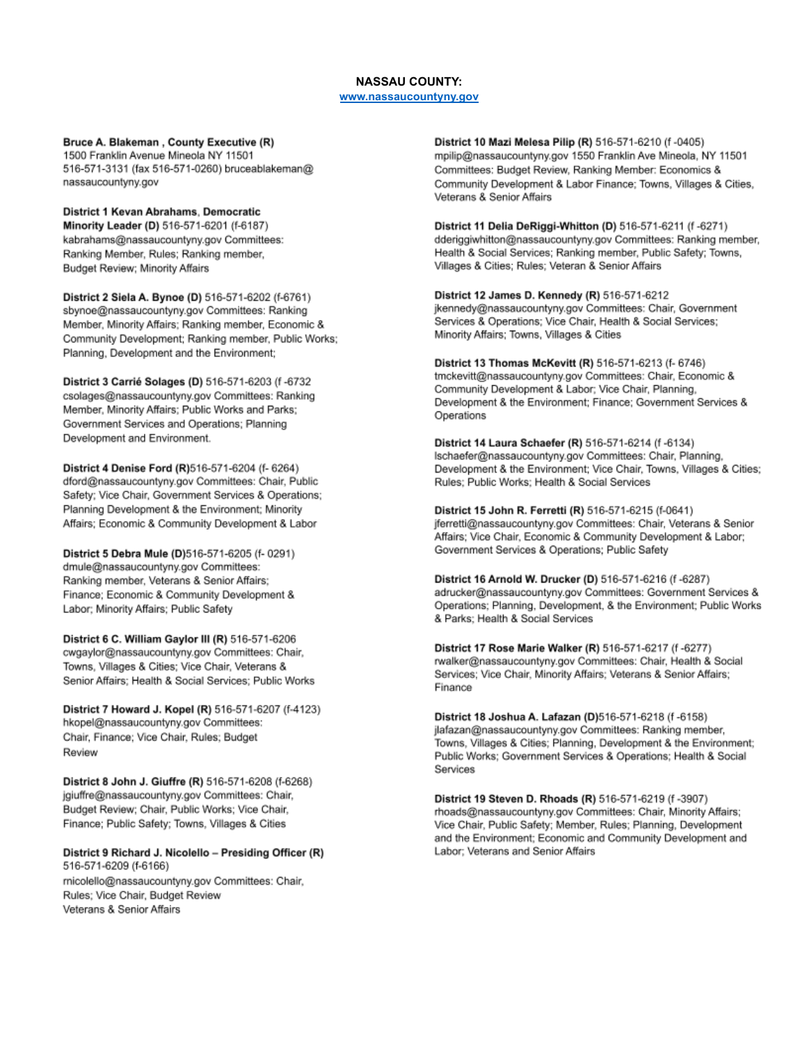**NASSAU COUNTY:**
[www.nassaucountyny.gov](http://www.nassaucountyny.gov)

**Bruce A. Blakeman , County Executive (R)**
1500 Franklin Avenue Mineola NY 11501
516-571-3131 (fax 516-571-0260) bruceablakeman@nassaucountyny.gov

**District 1 Kevan Abrahams, Democratic Minority Leader (D)** 516-571-6201 (f-6187)
kabrahams@nassaucountyny.gov Committees: Ranking Member, Rules; Ranking member, Budget Review; Minority Affairs

**District 2 Siela A. Bynoe (D)** 516-571-6202 (f-6761)
sbynoe@nassaucountyny.gov Committees: Ranking Member, Minority Affairs; Ranking member, Economic & Community Development; Ranking member, Public Works; Planning, Development and the Environment;

**District 3 Carrié Solages (D)** 516-571-6203 (f -6732
csolages@nassaucountyny.gov Committees: Ranking Member, Minority Affairs; Public Works and Parks; Government Services and Operations; Planning Development and Environment.

**District 4 Denise Ford (R)**516-571-6204 (f- 6264)
dford@nassaucountyny.gov Committees: Chair, Public Safety; Vice Chair, Government Services & Operations; Planning Development & the Environment; Minority Affairs; Economic & Community Development & Labor

**District 5 Debra Mule (D)**516-571-6205 (f- 0291)
dmule@nassaucountyny.gov Committees: Ranking member, Veterans & Senior Affairs; Finance; Economic & Community Development & Labor; Minority Affairs; Public Safety

**District 6 C. William Gaylor III (R)** 516-571-6206
cwgaylor@nassaucountyny.gov Committees: Chair, Towns, Villages & Cities; Vice Chair, Veterans & Senior Affairs; Health & Social Services; Public Works

**District 7 Howard J. Kopel (R)** 516-571-6207 (f-4123)
hkopel@nassaucountyny.gov Committees: Chair, Finance; Vice Chair, Rules; Budget Review

**District 8 John J. Giuffre (R)** 516-571-6208 (f-6268)
jgiuffre@nassaucountyny.gov Committees: Chair, Budget Review; Chair, Public Works; Vice Chair, Finance; Public Safety; Towns, Villages & Cities

**District 9 Richard J. Nicolello – Presiding Officer (R)**
516-571-6209 (f-6166)
rnicolello@nassaucountyny.gov Committees: Chair, Rules; Vice Chair, Budget Review
Veterans & Senior Affairs

**District 10 Mazi Melesa Pilip (R)** 516-571-6210 (f -0405)
mpilip@nassaucountyny.gov 1550 Franklin Ave Mineola, NY 11501 Committees: Budget Review, Ranking Member: Economics & Community Development & Labor Finance; Towns, Villages & Cities, Veterans & Senior Affairs

**District 11 Delia DeRiggi-Whitton (D)** 516-571-6211 (f -6271)
dderiggiwhitton@nassaucountyny.gov Committees: Ranking member, Health & Social Services; Ranking member, Public Safety; Towns, Villages & Cities; Rules; Veteran & Senior Affairs

**District 12 James D. Kennedy (R)** 516-571-6212
jkennedy@nassaucountyny.gov Committees: Chair, Government Services & Operations; Vice Chair, Health & Social Services; Minority Affairs; Towns, Villages & Cities

**District 13 Thomas McKevitt (R)** 516-571-6213 (f- 6746)
tmckevitt@nassaucountyny.gov Committees: Chair, Economic & Community Development & Labor; Vice Chair, Planning, Development & the Environment; Finance; Government Services & Operations

**District 14 Laura Schaefer (R)** 516-571-6214 (f -6134)
lschaefer@nassaucountyny.gov Committees: Chair, Planning, Development & the Environment; Vice Chair, Towns, Villages & Cities; Rules; Public Works; Health & Social Services

**District 15 John R. Ferretti (R)** 516-571-6215 (f-0641)
jferretti@nassaucountyny.gov Committees: Chair, Veterans & Senior Affairs; Vice Chair, Economic & Community Development & Labor; Government Services & Operations; Public Safety

**District 16 Arnold W. Drucker (D)** 516-571-6216 (f -6287)
adrucker@nassaucountyny.gov Committees: Government Services & Operations; Planning, Development, & the Environment; Public Works & Parks; Health & Social Services

**District 17 Rose Marie Walker (R)** 516-571-6217 (f -6277)
rwalker@nassaucountyny.gov Committees: Chair, Health & Social Services; Vice Chair, Minority Affairs; Veterans & Senior Affairs; Finance

**District 18 Joshua A. Lafazan (D)**516-571-6218 (f -6158)
jlafazan@nassaucountyny.gov Committees: Ranking member, Towns, Villages & Cities; Planning, Development & the Environment; Public Works; Government Services & Operations; Health & Social Services

**District 19 Steven D. Rhoads (R)** 516-571-6219 (f -3907)
rhoads@nassaucountyny.gov Committees: Chair, Minority Affairs; Vice Chair, Public Safety; Member, Rules; Planning, Development and the Environment; Economic and Community Development and Labor; Veterans and Senior Affairs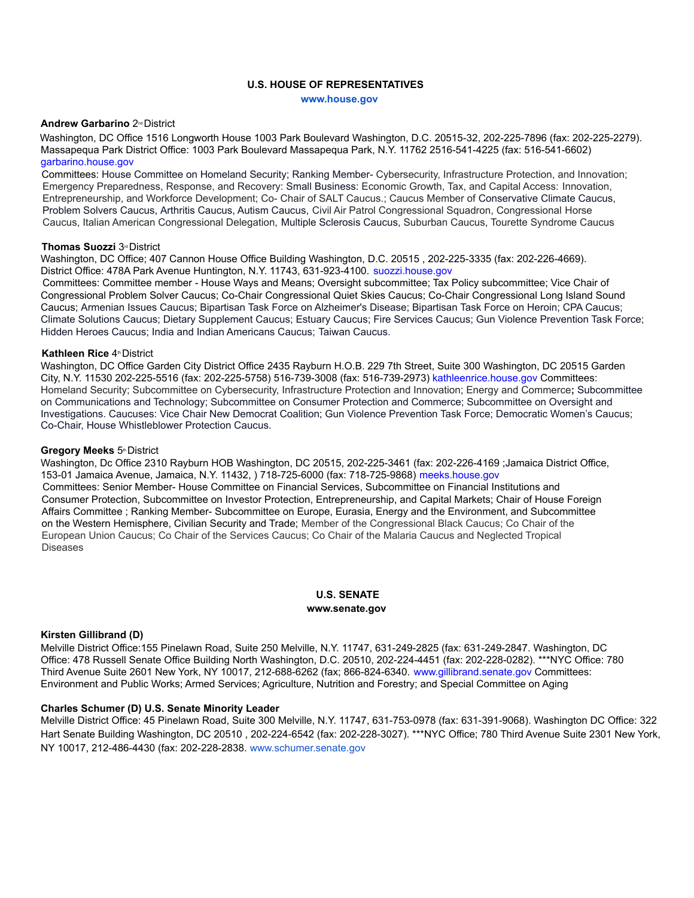## U.S. HOUSE OF REPRESENTATIVES

**www.house.gov**

**Andrew Garbarino** 2nd District

Washington, DC Office 1516 Longworth House 1003 Park Boulevard Washington, D.C. 20515-32, 202-225-7896 (fax: 202-225-2279). Massapequa Park District Office: 1003 Park Boulevard Massapequa Park, N.Y. 11762 2516-541-4225 (fax: 516-541-6602) garbarino.house.gov

Committees: House Committee on Homeland Security; Ranking Member- Cybersecurity, Infrastructure Protection, and Innovation; Emergency Preparedness, Response, and Recovery: Small Business: Economic Growth, Tax, and Capital Access: Innovation, Entrepreneurship, and Workforce Development; Co- Chair of SALT Caucus.; Caucus Member of Conservative Climate Caucus, Problem Solvers Caucus, Arthritis Caucus, Autism Caucus, Civil Air Patrol Congressional Squadron, Congressional Horse Caucus, Italian American Congressional Delegation, Multiple Sclerosis Caucus, Suburban Caucus, Tourette Syndrome Caucus

**Thomas Suozzi** 3rd District

Washington, DC Office; 407 Cannon House Office Building Washington, D.C. 20515 , 202-225-3335 (fax: 202-226-4669). District Office: 478A Park Avenue Huntington, N.Y. 11743, 631-923-4100. suozzi.house.gov

Committees: Committee member - House Ways and Means; Oversight subcommittee; Tax Policy subcommittee; Vice Chair of Congressional Problem Solver Caucus; Co-Chair Congressional Quiet Skies Caucus; Co-Chair Congressional Long Island Sound Caucus; Armenian Issues Caucus; Bipartisan Task Force on Alzheimer's Disease; Bipartisan Task Force on Heroin; CPA Caucus; Climate Solutions Caucus; Dietary Supplement Caucus; Estuary Caucus; Fire Services Caucus; Gun Violence Prevention Task Force; Hidden Heroes Caucus; India and Indian Americans Caucus; Taiwan Caucus.

**Kathleen Rice** 4th District

Washington, DC Office Garden City District Office 2435 Rayburn H.O.B. 229 7th Street, Suite 300 Washington, DC 20515 Garden City, N.Y. 11530 202-225-5516 (fax: 202-225-5758) 516-739-3008 (fax: 516-739-2973) kathleenrice.house.gov Committees: Homeland Security; Subcommittee on Cybersecurity, Infrastructure Protection and Innovation; Energy and Commerce**;** Subcommittee on Communications and Technology; Subcommittee on Consumer Protection and Commerce; Subcommittee on Oversight and Investigations. Caucuses: Vice Chair New Democrat Coalition; Gun Violence Prevention Task Force; Democratic Women's Caucus; Co-Chair, House Whistleblower Protection Caucus.

**Gregory Meeks** 5th District

Washington, Dc Office 2310 Rayburn HOB Washington, DC 20515, 202-225-3461 (fax: 202-226-4169 ;Jamaica District Office, 153-01 Jamaica Avenue, Jamaica, N.Y. 11432, ) 718-725-6000 (fax: 718-725-9868) meeks.house.gov

Committees: Senior Member- House Committee on Financial Services, Subcommittee on Financial Institutions and Consumer Protection, Subcommittee on Investor Protection, Entrepreneurship, and Capital Markets; Chair of House Foreign Affairs Committee ; Ranking Member- Subcommittee on Europe, Eurasia, Energy and the Environment, and Subcommittee on the Western Hemisphere, Civilian Security and Trade; Member of the Congressional Black Caucus; Co Chair of the European Union Caucus; Co Chair of the Services Caucus; Co Chair of the Malaria Caucus and Neglected Tropical Diseases

## U.S. SENATE

**www.senate.gov**

**Kirsten Gillibrand (D)**

Melville District Office:155 Pinelawn Road, Suite 250 Melville, N.Y. 11747, 631-249-2825 (fax: 631-249-2847. Washington, DC Office: 478 Russell Senate Office Building North Washington, D.C. 20510, 202-224-4451 (fax: 202-228-0282). ***NYC Office: 780 Third Avenue Suite 2601 New York, NY 10017, 212-688-6262 (fax; 866-824-6340. www.gillibrand.senate.gov Committees: Environment and Public Works; Armed Services; Agriculture, Nutrition and Forestry; and Special Committee on Aging

**Charles Schumer (D) U.S. Senate Minority Leader**

Melville District Office: 45 Pinelawn Road, Suite 300 Melville, N.Y. 11747, 631-753-0978 (fax: 631-391-9068). Washington DC Office: 322 Hart Senate Building Washington, DC 20510 , 202-224-6542 (fax: 202-228-3027). ***NYC Office; 780 Third Avenue Suite 2301 New York, NY 10017, 212-486-4430 (fax: 202-228-2838. www.schumer.senate.gov